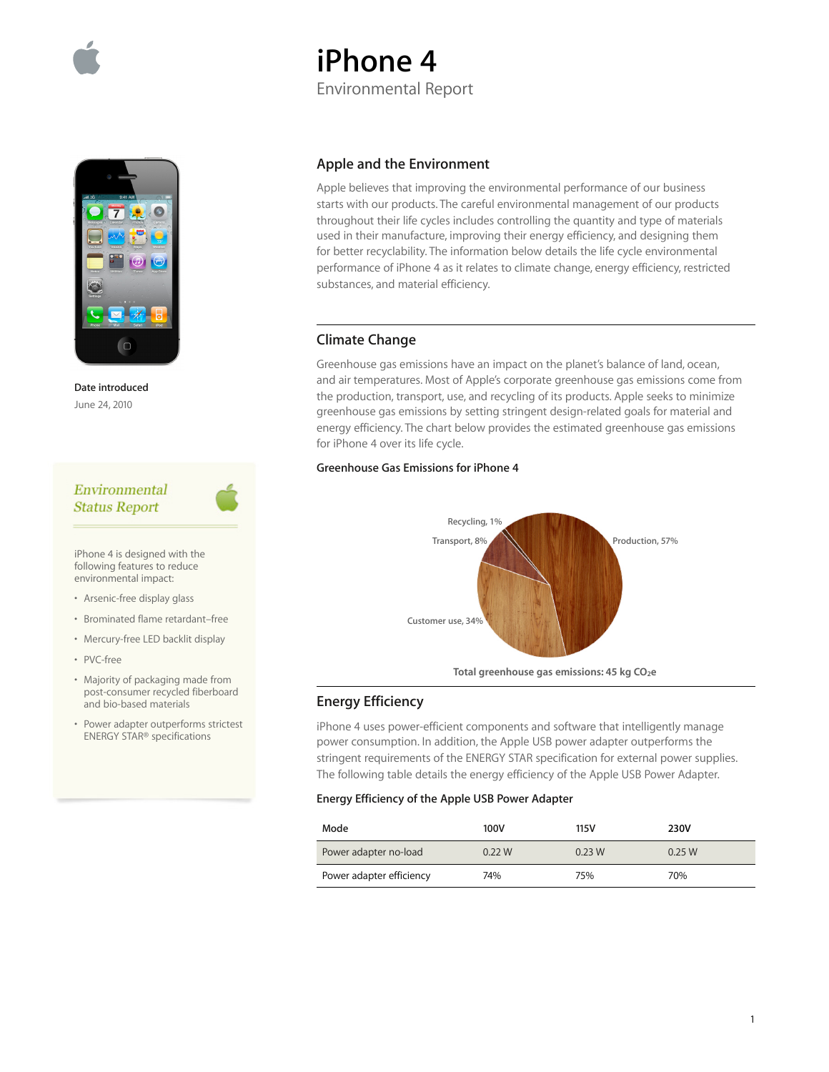# iPhone 4

Environmental Report

**Date introduced**

June 24, 2010

*Environmental Status Report*

iPhone 4 is designed with the following features to reduce environmental impact:

- Arsenic-free display glass
- Brominated flame retardant–free
- Mercury-free LED backlit display
- PVC-free
- Majority of packaging made from post-consumer recycled fiberboard and bio-based materials
- Power adapter outperforms strictest ENERGY STAR® specifications

## Apple and the Environment

Apple believes that improving the environmental performance of our business starts with our products. The careful environmental management of our products throughout their life cycles includes controlling the quantity and type of materials used in their manufacture, improving their energy efficiency, and designing them for better recyclability. The information below details the life cycle environmental performance of iPhone 4 as it relates to climate change, energy efficiency, restricted substances, and material efficiency.

## Climate Change

Greenhouse gas emissions have an impact on the planet's balance of land, ocean, and air temperatures. Most of Apple's corporate greenhouse gas emissions come from the production, transport, use, and recycling of its products. Apple seeks to minimize greenhouse gas emissions by setting stringent design-related goals for material and energy efficiency. The chart below provides the estimated greenhouse gas emissions for iPhone 4 over its life cycle.

**Greenhouse Gas Emissions for iPhone 4**

Recycling, 1%

Transport, 8%

Production, 57%

Customer use, 34%

**Total greenhouse gas emissions: 45 kg $CO_2e$**

## Energy Efficiency

iPhone 4 uses power-efficient components and software that intelligently manage power consumption. In addition, the Apple USB power adapter outperforms the stringent requirements of the ENERGY STAR specification for external power supplies. The following table details the energy efficiency of the Apple USB Power Adapter.

**Energy Efficiency of the Apple USB Power Adapter**

| Mode | 100V | 115V | 230V |
|---|---|---|---|
| Power adapter no-load | 0.22 W | 0.23 W | 0.25 W |
| Power adapter efficiency | 74% | 75% | 70% |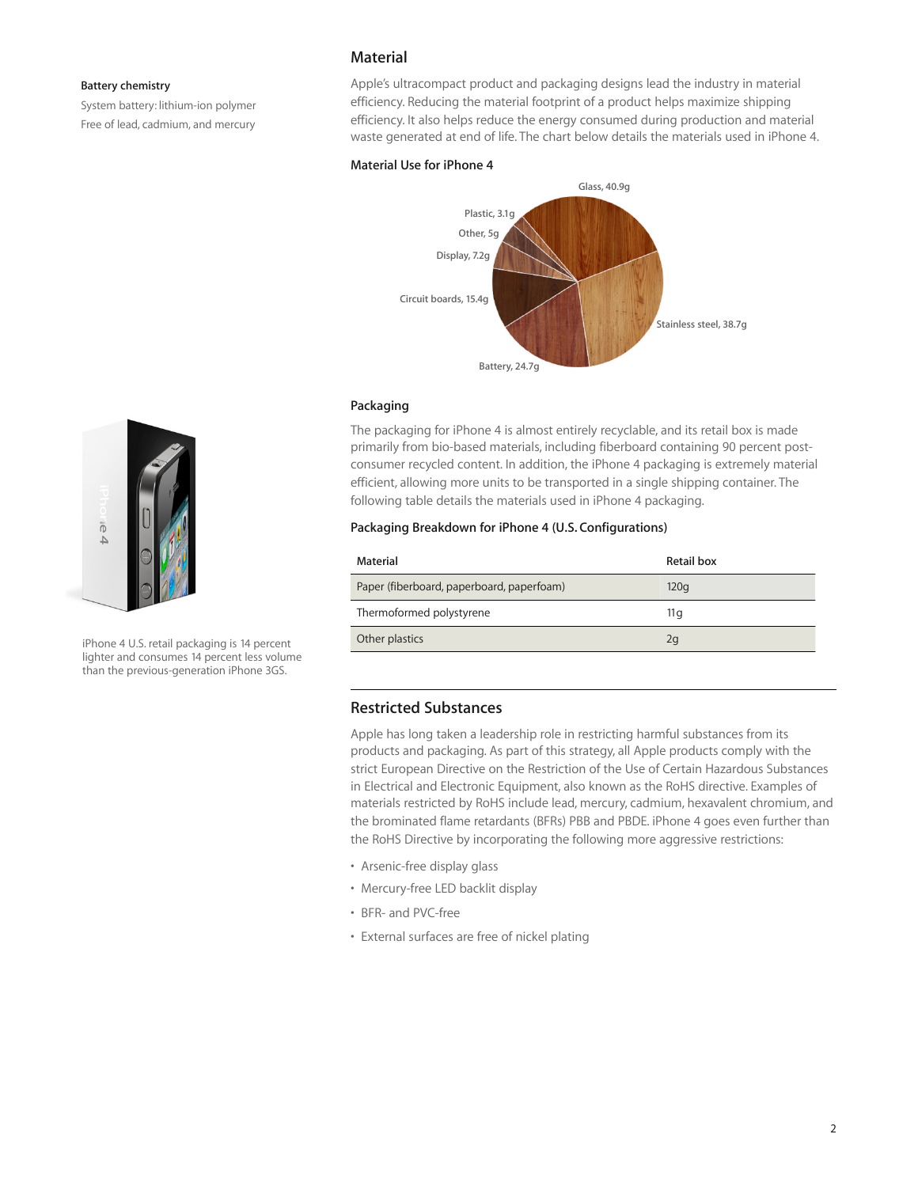**Battery chemistry**

System battery: lithium-ion polymer

Free of lead, cadmium, and mercury

## Material

Apple's ultracompact product and packaging designs lead the industry in material efficiency. Reducing the material footprint of a product helps maximize shipping efficiency. It also helps reduce the energy consumed during production and material waste generated at end of life. The chart below details the materials used in iPhone 4.

### Material Use for iPhone 4

Glass, 40.9g

Stainless steel, 38.7g

Battery, 24.7g

Circuit boards, 15.4g

Display, 7.2g

Other, 5g

Plastic, 3.1g

### Packaging

The packaging for iPhone 4 is almost entirely recyclable, and its retail box is made primarily from bio-based materials, including fiberboard containing 90 percent post-consumer recycled content. In addition, the iPhone 4 packaging is extremely material efficient, allowing more units to be transported in a single shipping container. The following table details the materials used in iPhone 4 packaging.

iPhone 4 U.S. retail packaging is 14 percent lighter and consumes 14 percent less volume than the previous-generation iPhone 3GS.

### Packaging Breakdown for iPhone 4 (U.S. Configurations)

| Material | Retail box |
|---|---|
| Paper (fiberboard, paperboard, paperfoam) | 120g |
| Thermoformed polystyrene | 11g |
| Other plastics | 2g |

## Restricted Substances

Apple has long taken a leadership role in restricting harmful substances from its products and packaging. As part of this strategy, all Apple products comply with the strict European Directive on the Restriction of the Use of Certain Hazardous Substances in Electrical and Electronic Equipment, also known as the RoHS directive. Examples of materials restricted by RoHS include lead, mercury, cadmium, hexavalent chromium, and the brominated flame retardants (BFRs) PBB and PBDE. iPhone 4 goes even further than the RoHS Directive by incorporating the following more aggressive restrictions:

- Arsenic-free display glass
- Mercury-free LED backlit display
- BFR- and PVC-free
- External surfaces are free of nickel plating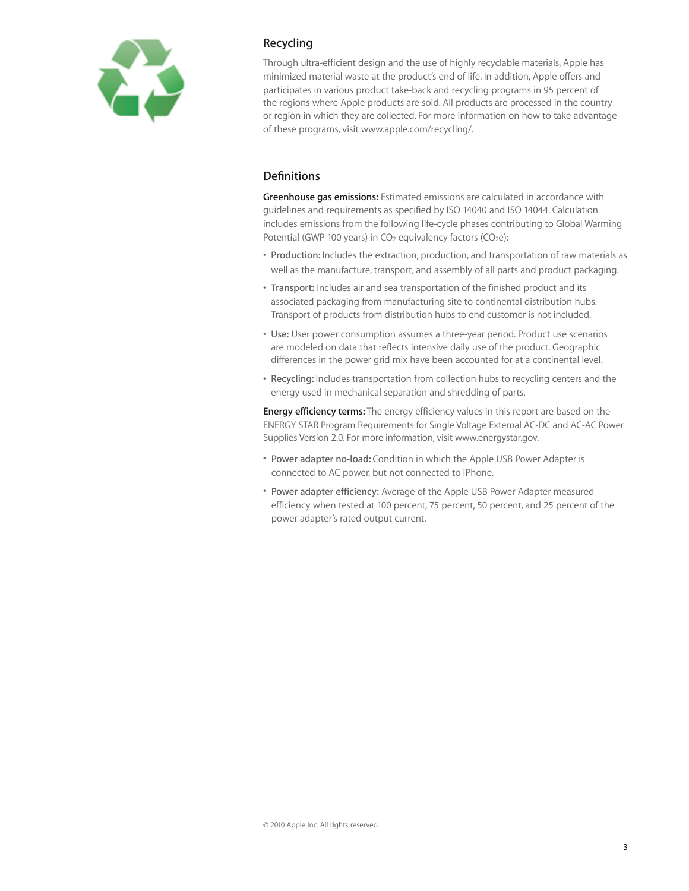## Recycling

Through ultra-efficient design and the use of highly recyclable materials, Apple has minimized material waste at the product's end of life. In addition, Apple offers and participates in various product take-back and recycling programs in 95 percent of the regions where Apple products are sold. All products are processed in the country or region in which they are collected. For more information on how to take advantage of these programs, visit www.apple.com/recycling/.

## Definitions

**Greenhouse gas emissions:** Estimated emissions are calculated in accordance with guidelines and requirements as specified by ISO 14040 and ISO 14044. Calculation includes emissions from the following life-cycle phases contributing to Global Warming Potential (GWP 100 years) in $CO_2$ equivalency factors ($CO_2e$):

- **Production:** Includes the extraction, production, and transportation of raw materials as well as the manufacture, transport, and assembly of all parts and product packaging.
- **Transport:** Includes air and sea transportation of the finished product and its associated packaging from manufacturing site to continental distribution hubs. Transport of products from distribution hubs to end customer is not included.
- **Use:** User power consumption assumes a three-year period. Product use scenarios are modeled on data that reflects intensive daily use of the product. Geographic differences in the power grid mix have been accounted for at a continental level.
- **Recycling:** Includes transportation from collection hubs to recycling centers and the energy used in mechanical separation and shredding of parts.

**Energy efficiency terms:** The energy efficiency values in this report are based on the ENERGY STAR Program Requirements for Single Voltage External AC-DC and AC-AC Power Supplies Version 2.0. For more information, visit www.energystar.gov.

- **Power adapter no-load:** Condition in which the Apple USB Power Adapter is connected to AC power, but not connected to iPhone.
- **Power adapter efficiency:** Average of the Apple USB Power Adapter measured efficiency when tested at 100 percent, 75 percent, 50 percent, and 25 percent of the power adapter's rated output current.

© 2010 Apple Inc. All rights reserved.